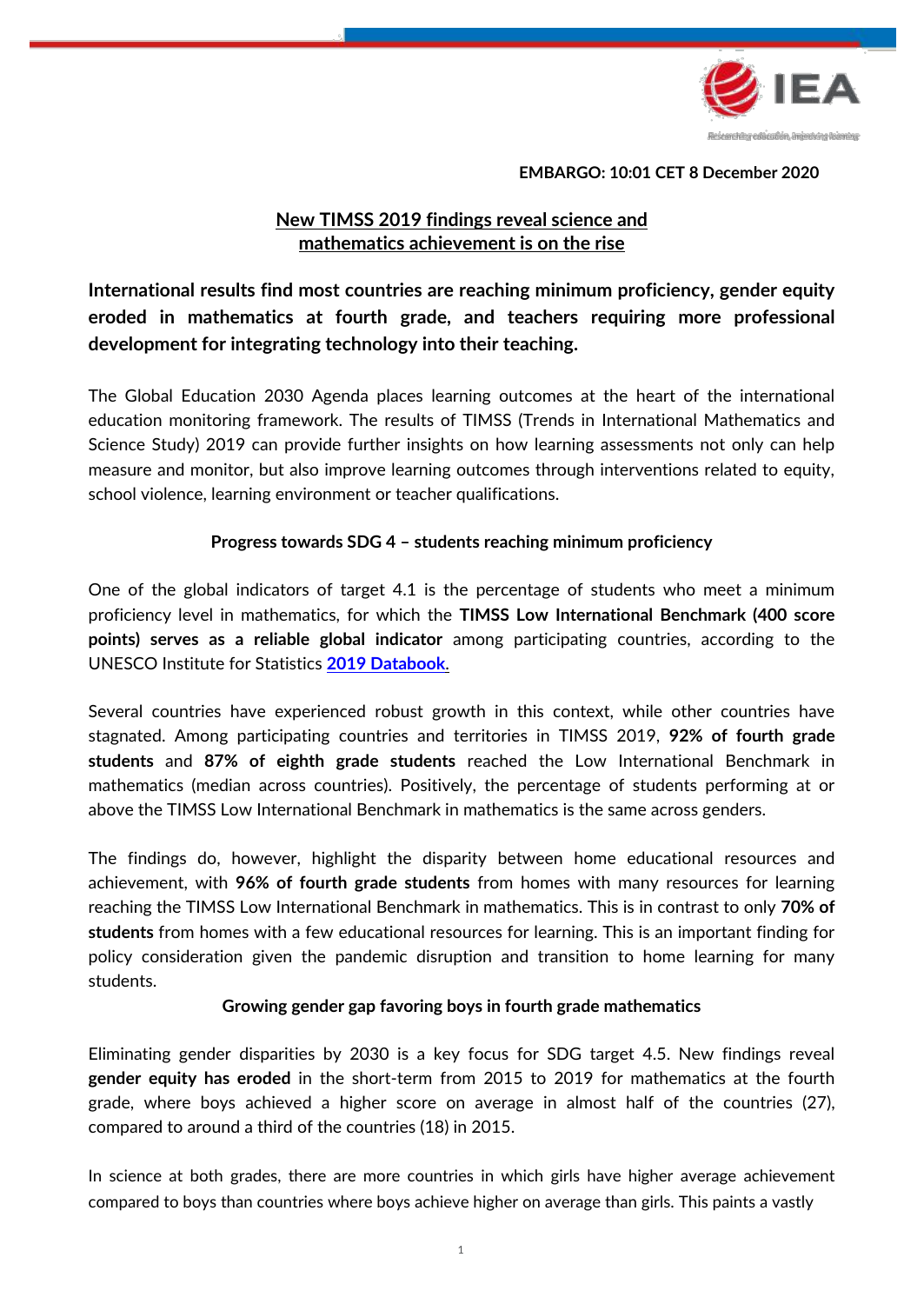**EMBARGO: 10:01 CET 8 December 2020**

# New TIMSS 2019 findings reveal science and mathematics achievement is on the rise

**International results find most countries are reaching minimum proficiency, gender equity eroded in mathematics at fourth grade, and teachers requiring more professional development for integrating technology into their teaching.**

The Global Education 2030 Agenda places learning outcomes at the heart of the international education monitoring framework. The results of TIMSS (Trends in International Mathematics and Science Study) 2019 can provide further insights on how learning assessments not only can help measure and monitor, but also improve learning outcomes through interventions related to equity, school violence, learning environment or teacher qualifications.

## Progress towards SDG 4 – students reaching minimum proficiency

One of the global indicators of target 4.1 is the percentage of students who meet a minimum proficiency level in mathematics, for which the **TIMSS Low International Benchmark (400 score points) serves as a reliable global indicator** among participating countries, according to the UNESCO Institute for Statistics [2019 Databook.]

Several countries have experienced robust growth in this context, while other countries have stagnated. Among participating countries and territories in TIMSS 2019, **92% of fourth grade students** and **87% of eighth grade students** reached the Low International Benchmark in mathematics (median across countries). Positively, the percentage of students performing at or above the TIMSS Low International Benchmark in mathematics is the same across genders.

The findings do, however, highlight the disparity between home educational resources and achievement, with **96% of fourth grade students** from homes with many resources for learning reaching the TIMSS Low International Benchmark in mathematics. This is in contrast to only **70% of students** from homes with a few educational resources for learning. This is an important finding for policy consideration given the pandemic disruption and transition to home learning for many students.

## Growing gender gap favoring boys in fourth grade mathematics

Eliminating gender disparities by 2030 is a key focus for SDG target 4.5. New findings reveal **gender equity has eroded** in the short-term from 2015 to 2019 for mathematics at the fourth grade, where boys achieved a higher score on average in almost half of the countries (27), compared to around a third of the countries (18) in 2015.

In science at both grades, there are more countries in which girls have higher average achievement compared to boys than countries where boys achieve higher on average than girls. This paints a vastly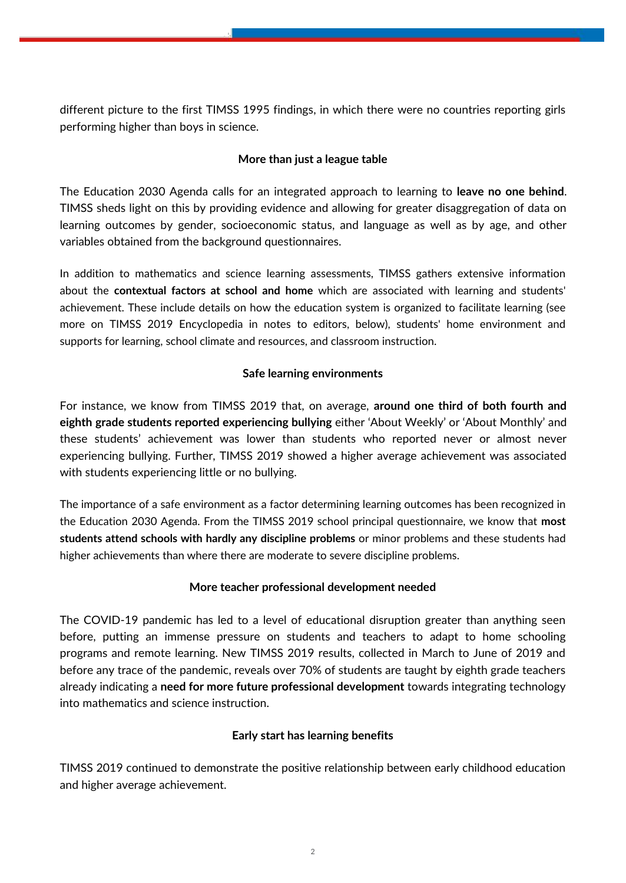different picture to the first TIMSS 1995 findings, in which there were no countries reporting girls performing higher than boys in science.

## More than just a league table

The Education 2030 Agenda calls for an integrated approach to learning to **leave no one behind**. TIMSS sheds light on this by providing evidence and allowing for greater disaggregation of data on learning outcomes by gender, socioeconomic status, and language as well as by age, and other variables obtained from the background questionnaires.

In addition to mathematics and science learning assessments, TIMSS gathers extensive information about the **contextual factors at school and home** which are associated with learning and students' achievement. These include details on how the education system is organized to facilitate learning (see more on TIMSS 2019 Encyclopedia in notes to editors, below), students' home environment and supports for learning, school climate and resources, and classroom instruction.

## Safe learning environments

For instance, we know from TIMSS 2019 that, on average, **around one third of both fourth and eighth grade students reported experiencing bullying** either 'About Weekly' or 'About Monthly' and these students' achievement was lower than students who reported never or almost never experiencing bullying. Further, TIMSS 2019 showed a higher average achievement was associated with students experiencing little or no bullying.

The importance of a safe environment as a factor determining learning outcomes has been recognized in the Education 2030 Agenda. From the TIMSS 2019 school principal questionnaire, we know that **most students attend schools with hardly any discipline problems** or minor problems and these students had higher achievements than where there are moderate to severe discipline problems.

## More teacher professional development needed

The COVID-19 pandemic has led to a level of educational disruption greater than anything seen before, putting an immense pressure on students and teachers to adapt to home schooling programs and remote learning. New TIMSS 2019 results, collected in March to June of 2019 and before any trace of the pandemic, reveals over 70% of students are taught by eighth grade teachers already indicating a **need for more future professional development** towards integrating technology into mathematics and science instruction.

## Early start has learning benefits

TIMSS 2019 continued to demonstrate the positive relationship between early childhood education and higher average achievement.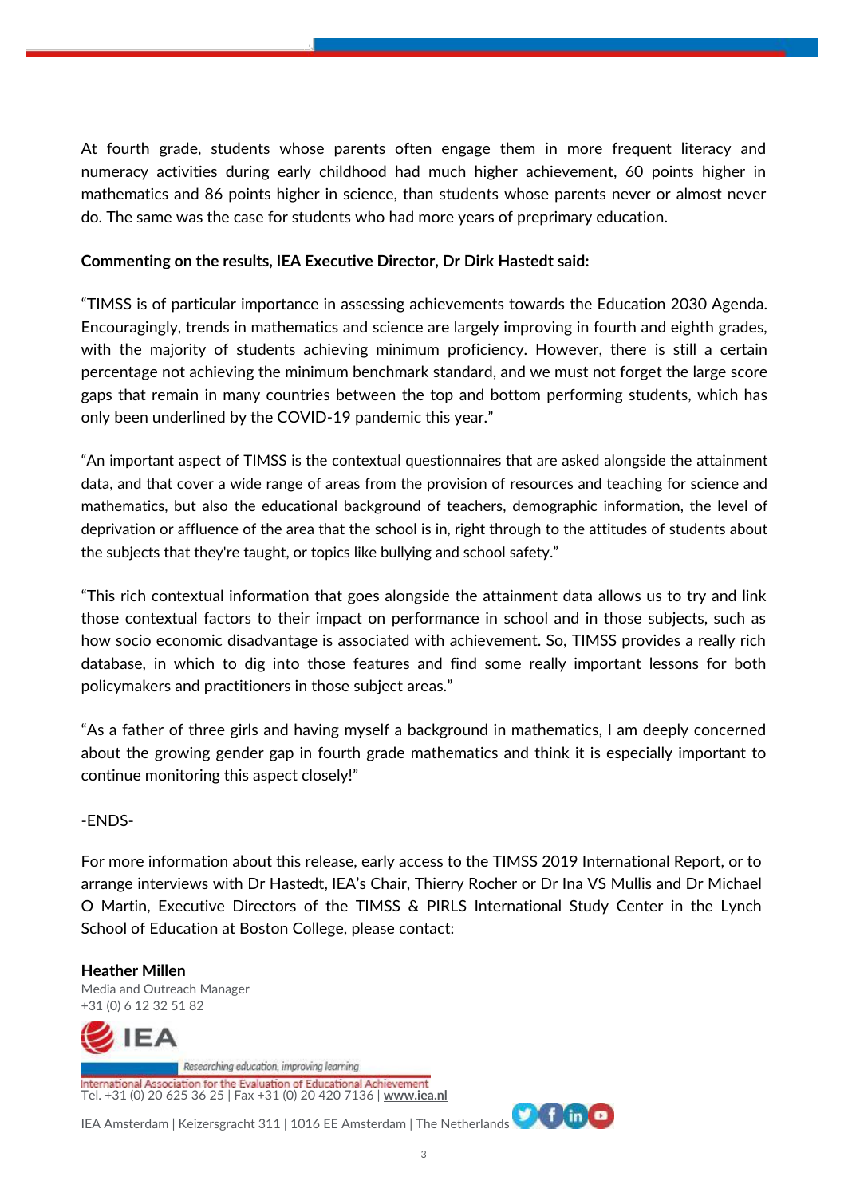At fourth grade, students whose parents often engage them in more frequent literacy and numeracy activities during early childhood had much higher achievement, 60 points higher in mathematics and 86 points higher in science, than students whose parents never or almost never do. The same was the case for students who had more years of preprimary education.

**Commenting on the results, IEA Executive Director, Dr Dirk Hastedt said:**

"TIMSS is of particular importance in assessing achievements towards the Education 2030 Agenda. Encouragingly, trends in mathematics and science are largely improving in fourth and eighth grades, with the majority of students achieving minimum proficiency. However, there is still a certain percentage not achieving the minimum benchmark standard, and we must not forget the large score gaps that remain in many countries between the top and bottom performing students, which has only been underlined by the COVID-19 pandemic this year."

"An important aspect of TIMSS is the contextual questionnaires that are asked alongside the attainment data, and that cover a wide range of areas from the provision of resources and teaching for science and mathematics, but also the educational background of teachers, demographic information, the level of deprivation or affluence of the area that the school is in, right through to the attitudes of students about the subjects that they're taught, or topics like bullying and school safety."

"This rich contextual information that goes alongside the attainment data allows us to try and link those contextual factors to their impact on performance in school and in those subjects, such as how socio economic disadvantage is associated with achievement. So, TIMSS provides a really rich database, in which to dig into those features and find some really important lessons for both policymakers and practitioners in those subject areas."

"As a father of three girls and having myself a background in mathematics, I am deeply concerned about the growing gender gap in fourth grade mathematics and think it is especially important to continue monitoring this aspect closely!"

-ENDS-

For more information about this release, early access to the TIMSS 2019 International Report, or to arrange interviews with Dr Hastedt, IEA's Chair, Thierry Rocher or Dr Ina VS Mullis and Dr Michael O Martin, Executive Directors of the TIMSS & PIRLS International Study Center in the Lynch School of Education at Boston College, please contact:

**Heather Millen**
Media and Outreach Manager
+31 (0) 6 12 32 51 82

IEA
Researching education, improving learning
International Association for the Evaluation of Educational Achievement
Tel. +31 (0) 20 625 36 25 | Fax +31 (0) 20 420 7136 | **www.iea.nl**

IEA Amsterdam | Keizersgracht 311 | 1016 EE Amsterdam | The Netherlands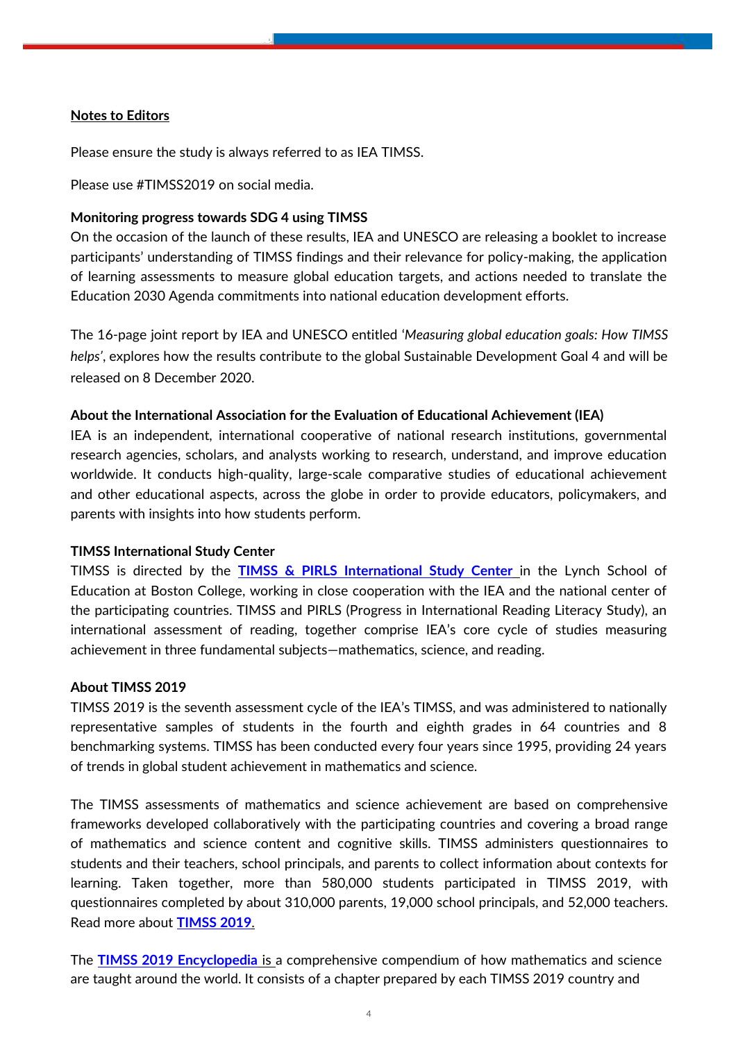**Notes to Editors**

Please ensure the study is always referred to as IEA TIMSS.

Please use #TIMSS2019 on social media.

**Monitoring progress towards SDG 4 using TIMSS**
On the occasion of the launch of these results, IEA and UNESCO are releasing a booklet to increase participants' understanding of TIMSS findings and their relevance for policy-making, the application of learning assessments to measure global education targets, and actions needed to translate the Education 2030 Agenda commitments into national education development efforts.

The 16-page joint report by IEA and UNESCO entitled '*Measuring global education goals: How TIMSS helps*', explores how the results contribute to the global Sustainable Development Goal 4 and will be released on 8 December 2020.

**About the International Association for the Evaluation of Educational Achievement (IEA)**
IEA is an independent, international cooperative of national research institutions, governmental research agencies, scholars, and analysts working to research, understand, and improve education worldwide. It conducts high-quality, large-scale comparative studies of educational achievement and other educational aspects, across the globe in order to provide educators, policymakers, and parents with insights into how students perform.

**TIMSS International Study Center**
TIMSS is directed by the **TIMSS & PIRLS International Study Center** in the Lynch School of Education at Boston College, working in close cooperation with the IEA and the national center of the participating countries. TIMSS and PIRLS (Progress in International Reading Literacy Study), an international assessment of reading, together comprise IEA's core cycle of studies measuring achievement in three fundamental subjects—mathematics, science, and reading.

**About TIMSS 2019**
TIMSS 2019 is the seventh assessment cycle of the IEA's TIMSS, and was administered to nationally representative samples of students in the fourth and eighth grades in 64 countries and 8 benchmarking systems. TIMSS has been conducted every four years since 1995, providing 24 years of trends in global student achievement in mathematics and science.

The TIMSS assessments of mathematics and science achievement are based on comprehensive frameworks developed collaboratively with the participating countries and covering a broad range of mathematics and science content and cognitive skills. TIMSS administers questionnaires to students and their teachers, school principals, and parents to collect information about contexts for learning. Taken together, more than 580,000 students participated in TIMSS 2019, with questionnaires completed by about 310,000 parents, 19,000 school principals, and 52,000 teachers. Read more about **TIMSS 2019**.

The **TIMSS 2019 Encyclopedia** is a comprehensive compendium of how mathematics and science are taught around the world. It consists of a chapter prepared by each TIMSS 2019 country and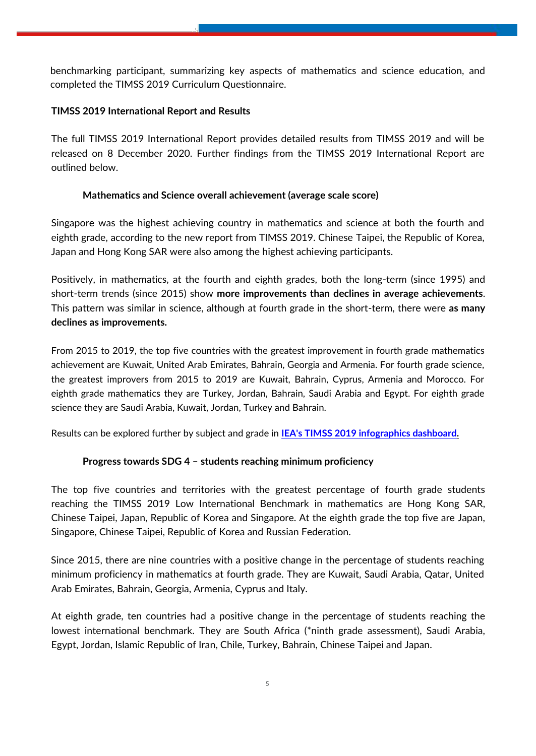benchmarking participant, summarizing key aspects of mathematics and science education, and completed the TIMSS 2019 Curriculum Questionnaire.

**TIMSS 2019 International Report and Results**

The full TIMSS 2019 International Report provides detailed results from TIMSS 2019 and will be released on 8 December 2020. Further findings from the TIMSS 2019 International Report are outlined below.

**Mathematics and Science overall achievement (average scale score)**

Singapore was the highest achieving country in mathematics and science at both the fourth and eighth grade, according to the new report from TIMSS 2019. Chinese Taipei, the Republic of Korea, Japan and Hong Kong SAR were also among the highest achieving participants.

Positively, in mathematics, at the fourth and eighth grades, both the long-term (since 1995) and short-term trends (since 2015) show **more improvements than declines in average achievements**. This pattern was similar in science, although at fourth grade in the short-term, there were **as many declines as improvements.**

From 2015 to 2019, the top five countries with the greatest improvement in fourth grade mathematics achievement are Kuwait, United Arab Emirates, Bahrain, Georgia and Armenia. For fourth grade science, the greatest improvers from 2015 to 2019 are Kuwait, Bahrain, Cyprus, Armenia and Morocco. For eighth grade mathematics they are Turkey, Jordan, Bahrain, Saudi Arabia and Egypt. For eighth grade science they are Saudi Arabia, Kuwait, Jordan, Turkey and Bahrain.

Results can be explored further by subject and grade in **IEA's TIMSS 2019 infographics dashboard.**

**Progress towards SDG 4 – students reaching minimum proficiency**

The top five countries and territories with the greatest percentage of fourth grade students reaching the TIMSS 2019 Low International Benchmark in mathematics are Hong Kong SAR, Chinese Taipei, Japan, Republic of Korea and Singapore. At the eighth grade the top five are Japan, Singapore, Chinese Taipei, Republic of Korea and Russian Federation.

Since 2015, there are nine countries with a positive change in the percentage of students reaching minimum proficiency in mathematics at fourth grade. They are Kuwait, Saudi Arabia, Qatar, United Arab Emirates, Bahrain, Georgia, Armenia, Cyprus and Italy.

At eighth grade, ten countries had a positive change in the percentage of students reaching the lowest international benchmark. They are South Africa (*ninth grade assessment), Saudi Arabia, Egypt, Jordan, Islamic Republic of Iran, Chile, Turkey, Bahrain, Chinese Taipei and Japan.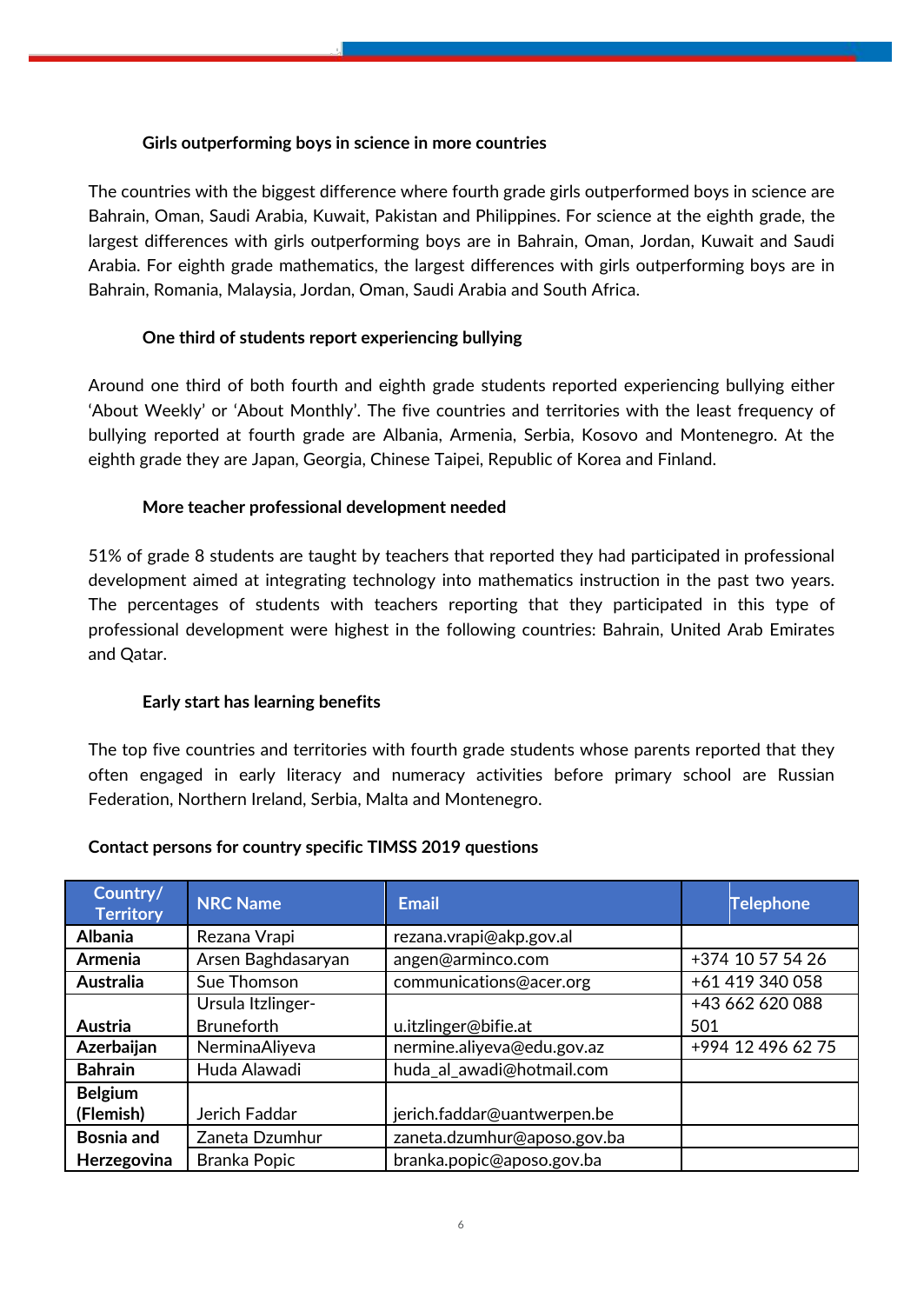### Girls outperforming boys in science in more countries

The countries with the biggest difference where fourth grade girls outperformed boys in science are Bahrain, Oman, Saudi Arabia, Kuwait, Pakistan and Philippines. For science at the eighth grade, the largest differences with girls outperforming boys are in Bahrain, Oman, Jordan, Kuwait and Saudi Arabia. For eighth grade mathematics, the largest differences with girls outperforming boys are in Bahrain, Romania, Malaysia, Jordan, Oman, Saudi Arabia and South Africa.

### One third of students report experiencing bullying

Around one third of both fourth and eighth grade students reported experiencing bullying either 'About Weekly' or 'About Monthly'. The five countries and territories with the least frequency of bullying reported at fourth grade are Albania, Armenia, Serbia, Kosovo and Montenegro. At the eighth grade they are Japan, Georgia, Chinese Taipei, Republic of Korea and Finland.

### More teacher professional development needed

51% of grade 8 students are taught by teachers that reported they had participated in professional development aimed at integrating technology into mathematics instruction in the past two years. The percentages of students with teachers reporting that they participated in this type of professional development were highest in the following countries: Bahrain, United Arab Emirates and Qatar.

### Early start has learning benefits

The top five countries and territories with fourth grade students whose parents reported that they often engaged in early literacy and numeracy activities before primary school are Russian Federation, Northern Ireland, Serbia, Malta and Montenegro.

**Contact persons for country specific TIMSS 2019 questions**

| Country/ Territory | NRC Name | Email | Telephone |
|---|---|---|---|
| **Albania** | Rezana Vrapi | rezana.vrapi@akp.gov.al | |
| **Armenia** | Arsen Baghdasaryan | angen@arminco.com | +374 10 57 54 26 |
| **Australia** | Sue Thomson | communications@acer.org | +61 419 340 058 |
| **Austria** | Ursula Itzlinger-Bruneforth | u.itzlinger@bifie.at | +43 662 620 088 501 |
| **Azerbaijan** | NerminaAliyeva | nermine.aliyeva@edu.gov.az | +994 12 496 62 75 |
| **Bahrain** | Huda Alawadi | huda_al_awadi@hotmail.com | |
| **Belgium (Flemish)** | Jerich Faddar | jerich.faddar@uantwerpen.be | |
| **Bosnia and Herzegovina** | Zaneta Dzumhur | zaneta.dzumhur@aposo.gov.ba | |
| | Branka Popic | branka.popic@aposo.gov.ba | |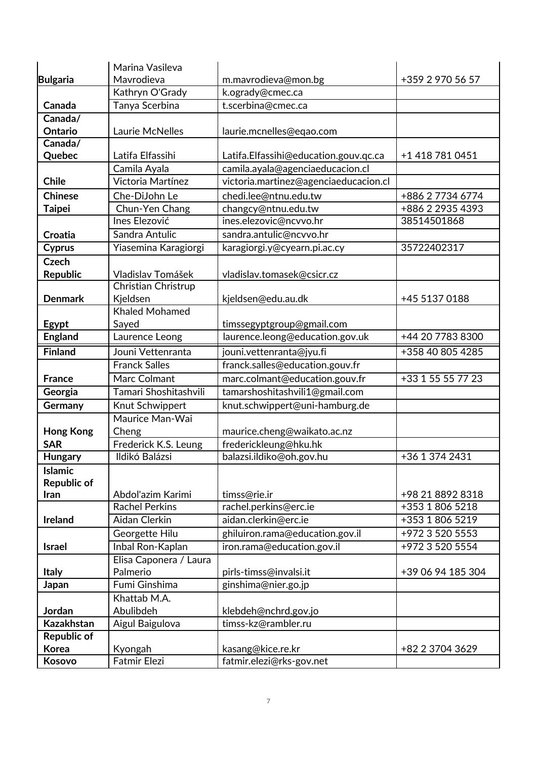| | | | |
|---|---|---|---|
| **Bulgaria** | Marina Vasileva Mavrodieva | m.mavrodieva@mon.bg | +359 2 970 56 57 |
| **Canada** | Kathryn O'Grady | k.ogrady@cmec.ca | |
| | Tanya Scerbina | t.scerbina@cmec.ca | |
| **Canada/ Ontario** | Laurie McNelles | laurie.mcnelles@eqao.com | |
| **Canada/ Quebec** | Latifa Elfassihi | Latifa.Elfassihi@education.gouv.qc.ca | +1 418 781 0451 |
| **Chile** | Camila Ayala | camila.ayala@agenciaeducacion.cl | |
| | Victoria Martínez | victoria.martinez@agenciaeducacion.cl | |
| **Chinese Taipei** | Che-DiJohn Le | chedi.lee@ntnu.edu.tw | +886 2 7734 6774 |
| | Chun-Yen Chang | changcy@ntnu.edu.tw | +886 2 2935 4393 |
| **Croatia** | Ines Elezović | ines.elezovic@ncvvo.hr | 38514501868 |
| | Sandra Antulic | sandra.antulic@ncvvo.hr | |
| **Cyprus** | Yiasemina Karagiorgi | karagiorgi.y@cyearn.pi.ac.cy | 35722402317 |
| **Czech Republic** | Vladislav Tomášek | vladislav.tomasek@csicr.cz | |
| **Denmark** | Christian Christrup Kjeldsen | kjeldsen@edu.au.dk | +45 5137 0188 |
| **Egypt** | Khaled Mohamed Sayed | timssegyptgroup@gmail.com | |
| **England** | Laurence Leong | laurence.leong@education.gov.uk | +44 20 7783 8300 |
| **Finland** | Jouni Vettenranta | jouni.vettenranta@jyu.fi | +358 40 805 4285 |
| **France** | Franck Salles | franck.salles@education.gouv.fr | |
| | Marc Colmant | marc.colmant@education.gouv.fr | +33 1 55 55 77 23 |
| **Georgia** | Tamari Shoshitashvili | tamarshoshitashvili1@gmail.com | |
| **Germany** | Knut Schwippert | knut.schwippert@uni-hamburg.de | |
| **Hong Kong SAR** | Maurice Man-Wai Cheng | maurice.cheng@waikato.ac.nz | |
| | Frederick K.S. Leung | frederickleung@hku.hk | |
| **Hungary** | Ildikó Balázsi | balazsi.ildiko@oh.gov.hu | +36 1 374 2431 |
| **Islamic Republic of Iran** | Abdol'azim Karimi | timss@rie.ir | +98 21 8892 8318 |
| **Ireland** | Rachel Perkins | rachel.perkins@erc.ie | +353 1 806 5218 |
| | Aidan Clerkin | aidan.clerkin@erc.ie | +353 1 806 5219 |
| **Israel** | Georgette Hilu | ghiluiron.rama@education.gov.il | +972 3 520 5553 |
| | Inbal Ron-Kaplan | iron.rama@education.gov.il | +972 3 520 5554 |
| **Italy** | Elisa Caponera / Laura Palmerio | pirls-timss@invalsi.it | +39 06 94 185 304 |
| **Japan** | Fumi Ginshima | ginshima@nier.go.jp | |
| **Jordan** | Khattab M.A. Abulibdeh | klebdeh@nchrd.gov.jo | |
| **Kazakhstan** | Aigul Baigulova | timss-kz@rambler.ru | |
| **Republic of Korea** | Kyongah | kasang@kice.re.kr | +82 2 3704 3629 |
| **Kosovo** | Fatmir Elezi | fatmir.elezi@rks-gov.net | |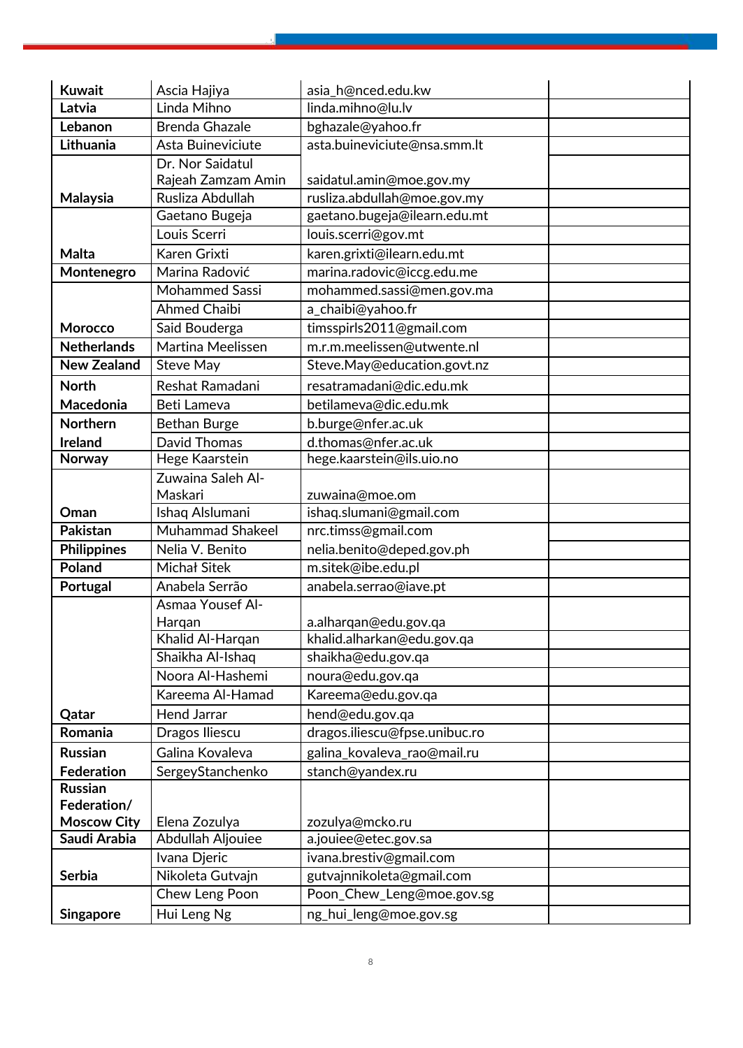| | | | |
|---|---|---|---|
| **Kuwait** | Ascia Hajiya | asia_h@nced.edu.kw | |
| **Latvia** | Linda Mihno | linda.mihno@lu.lv | |
| **Lebanon** | Brenda Ghazale | bghazale@yahoo.fr | |
| **Lithuania** | Asta Buineviciute | asta.buineviciute@nsa.smm.lt | |
| **Malaysia** | Dr. Nor Saidatul Rajeah Zamzam Amin | saidatul.amin@moe.gov.my | |
| | Rusliza Abdullah | rusliza.abdullah@moe.gov.my | |
| **Malta** | Gaetano Bugeja | gaetano.bugeja@ilearn.edu.mt | |
| | Louis Scerri | louis.scerri@gov.mt | |
| | Karen Grixti | karen.grixti@ilearn.edu.mt | |
| **Montenegro** | Marina Radović | marina.radovic@iccg.edu.me | |
| **Morocco** | Mohammed Sassi | mohammed.sassi@men.gov.ma | |
| | Ahmed Chaibi | a_chaibi@yahoo.fr | |
| | Said Bouderga | timsspirls2011@gmail.com | |
| **Netherlands** | Martina Meelissen | m.r.m.meelissen@utwente.nl | |
| **New Zealand** | Steve May | Steve.May@education.govt.nz | |
| **North Macedonia** | Reshat Ramadani | resatramadani@dic.edu.mk | |
| | Beti Lameva | betilameva@dic.edu.mk | |
| **Northern Ireland** | Bethan Burge | b.burge@nfer.ac.uk | |
| | David Thomas | d.thomas@nfer.ac.uk | |
| **Norway** | Hege Kaarstein | hege.kaarstein@ils.uio.no | |
| **Oman** | Zuwaina Saleh Al-Maskari | zuwaina@moe.om | |
| | Ishaq Alslumani | ishaq.slumani@gmail.com | |
| **Pakistan** | Muhammad Shakeel | nrc.timss@gmail.com | |
| **Philippines** | Nelia V. Benito | nelia.benito@deped.gov.ph | |
| **Poland** | Michał Sitek | m.sitek@ibe.edu.pl | |
| **Portugal** | Anabela Serrão | anabela.serrao@iave.pt | |
| **Qatar** | Asmaa Yousef Al-Harqan | a.alharqan@edu.gov.qa | |
| | Khalid Al-Harqan | khalid.alharkan@edu.gov.qa | |
| | Shaikha Al-Ishaq | shaikha@edu.gov.qa | |
| | Noora Al-Hashemi | noura@edu.gov.qa | |
| | Kareema Al-Hamad | Kareema@edu.gov.qa | |
| | Hend Jarrar | hend@edu.gov.qa | |
| **Romania** | Dragos Iliescu | dragos.iliescu@fpse.unibuc.ro | |
| **Russian Federation** | Galina Kovaleva | galina_kovaleva_rao@mail.ru | |
| | SergeyStanchenko | stanch@yandex.ru | |
| **Russian Federation/ Moscow City** | Elena Zozulya | zozulya@mcko.ru | |
| **Saudi Arabia** | Abdullah Aljouiee | a.jouiee@etec.gov.sa | |
| **Serbia** | Ivana Djeric | ivana.brestiv@gmail.com | |
| | Nikoleta Gutvajn | gutvajnnikoleta@gmail.com | |
| **Singapore** | Chew Leng Poon | Poon_Chew_Leng@moe.gov.sg | |
| | Hui Leng Ng | ng_hui_leng@moe.gov.sg | |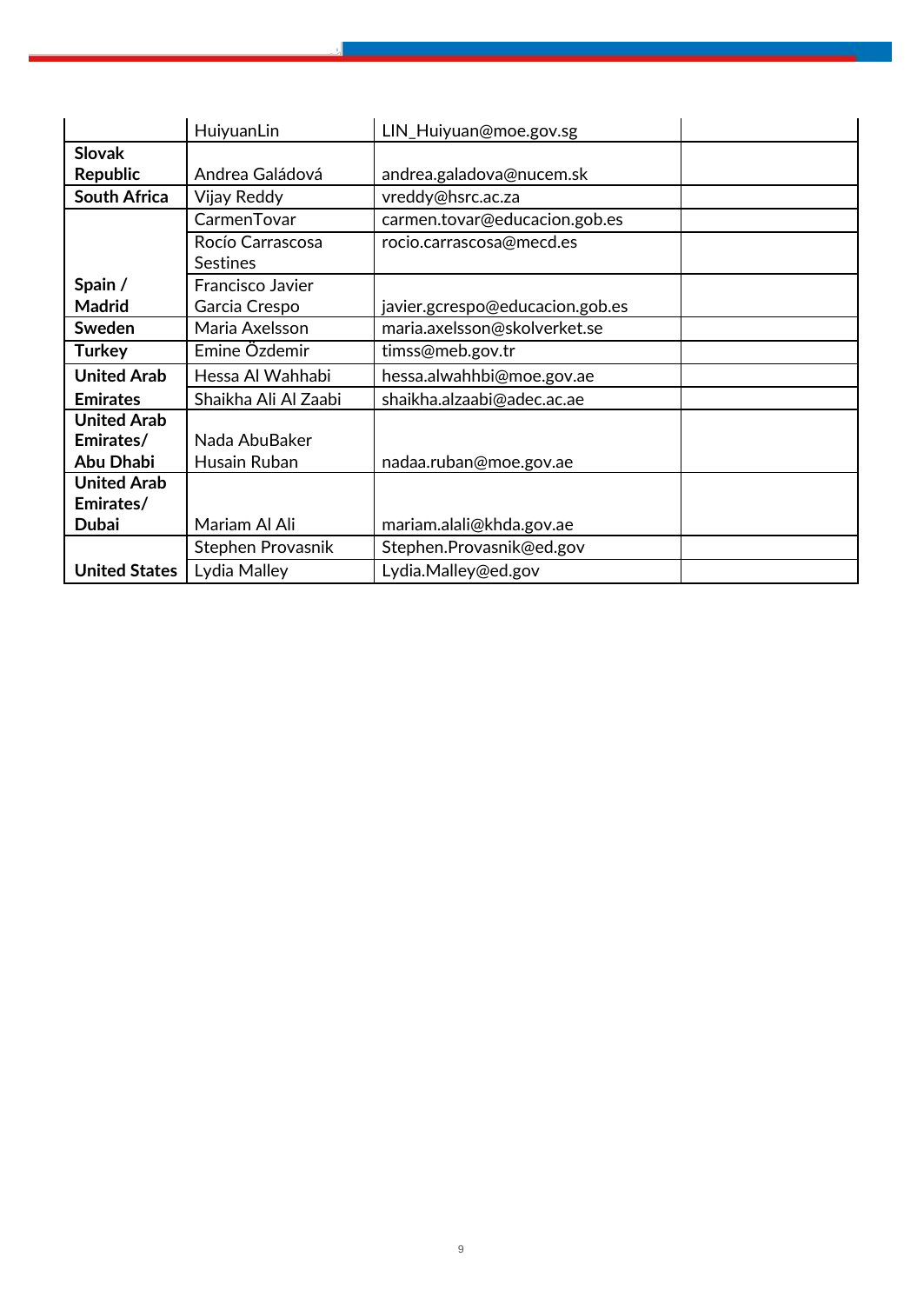| | | | |
|---|---|---|---|
| | HuiyuanLin | LIN_Huiyuan@moe.gov.sg | |
| **Slovak Republic** | Andrea Galádová | andrea.galadova@nucem.sk | |
| **South Africa** | Vijay Reddy | vreddy@hsrc.ac.za | |
| | CarmenTovar | carmen.tovar@educacion.gob.es | |
| | Rocío Carrascosa Sestines | rocio.carrascosa@mecd.es | |
| **Spain / Madrid** | Francisco Javier Garcia Crespo | javier.gcrespo@educacion.gob.es | |
| **Sweden** | Maria Axelsson | maria.axelsson@skolverket.se | |
| **Turkey** | Emine Özdemir | timss@meb.gov.tr | |
| **United Arab** | Hessa Al Wahhabi | hessa.alwahhbi@moe.gov.ae | |
| **Emirates** | Shaikha Ali Al Zaabi | shaikha.alzaabi@adec.ac.ae | |
| **United Arab Emirates/ Abu Dhabi** | Nada AbuBaker Husain Ruban | nadaa.ruban@moe.gov.ae | |
| **United Arab Emirates/ Dubai** | Mariam Al Ali | mariam.alali@khda.gov.ae | |
| | Stephen Provasnik | Stephen.Provasnik@ed.gov | |
| **United States** | Lydia Malley | Lydia.Malley@ed.gov | |